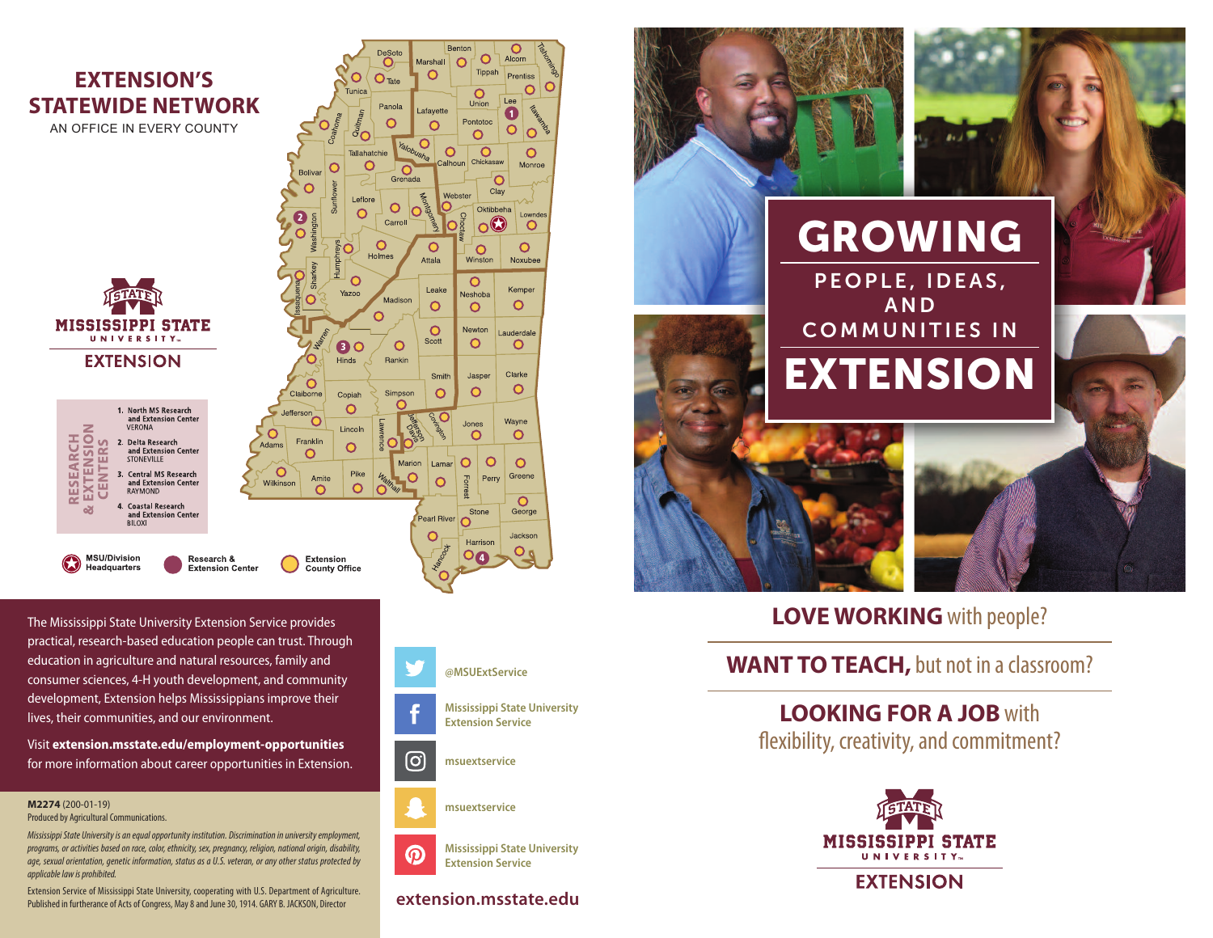# EXTENSION'S STATEWIDE NETWORK

AN OFFICE IN EVERY COUNTY

MISSISSIPPI STATE UNIVERSITY EXTENSION

**RESEARCH & EXTENSION CENTERS**

1. North MS Research and Extension Center VERONA
2. Delta Research and Extension Center STONEVILLE
3. Central MS Research and Extension Center RAYMOND
4. Coastal Research and Extension Center BILOXI

MSU/Division Headquarters | Research & Extension Center | Extension County Office

The Mississippi State University Extension Service provides practical, research-based education people can trust. Through education in agriculture and natural resources, family and consumer sciences, 4-H youth development, and community development, Extension helps Mississippians improve their lives, their communities, and our environment.

Visit **extension.msstate.edu/employment-opportunities** for more information about career opportunities in Extension.

**M2274** (200-01-19)
Produced by Agricultural Communications.

*Mississippi State University is an equal opportunity institution. Discrimination in university employment, programs, or activities based on race, color, ethnicity, sex, pregnancy, religion, national origin, disability, age, sexual orientation, genetic information, status as a U.S. veteran, or any other status protected by applicable law is prohibited.*

Extension Service of Mississippi State University, cooperating with U.S. Department of Agriculture. Published in furtherance of Acts of Congress, May 8 and June 30, 1914. GARY B. JACKSON, Director

@MSUExtService

Mississippi State University Extension Service

msuextservice

msuextservice

Mississippi State University Extension Service

**extension.msstate.edu**

# GROWING

## PEOPLE, IDEAS, AND COMMUNITIES IN

# EXTENSION

**LOVE WORKING** with people?

**WANT TO TEACH,** but not in a classroom?

**LOOKING FOR A JOB** with flexibility, creativity, and commitment?

MISSISSIPPI STATE UNIVERSITY EXTENSION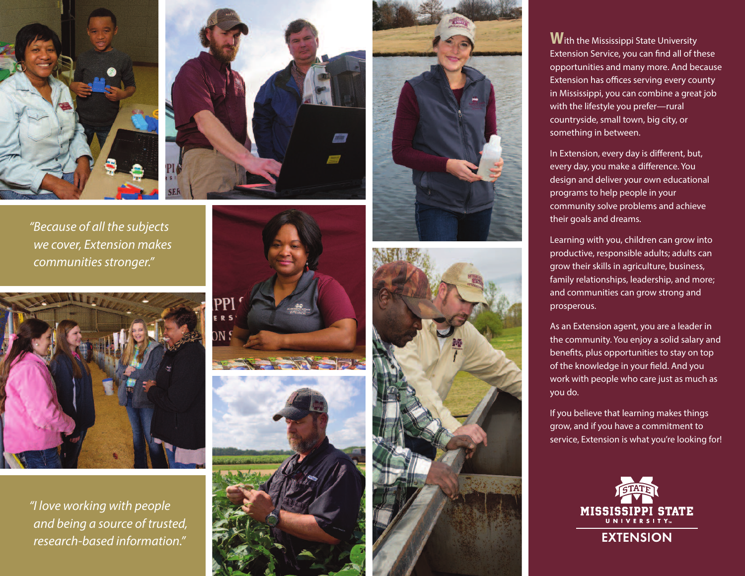*"Because of all the subjects we cover, Extension makes communities stronger."*

*"I love working with people and being a source of trusted, research-based information."*

With the Mississippi State University Extension Service, you can find all of these opportunities and many more. And because Extension has offices serving every county in Mississippi, you can combine a great job with the lifestyle you prefer—rural countryside, small town, big city, or something in between.

In Extension, every day is different, but, every day, you make a difference. You design and deliver your own educational programs to help people in your community solve problems and achieve their goals and dreams.

Learning with you, children can grow into productive, responsible adults; adults can grow their skills in agriculture, business, family relationships, leadership, and more; and communities can grow strong and prosperous.

As an Extension agent, you are a leader in the community. You enjoy a solid salary and benefits, plus opportunities to stay on top of the knowledge in your field. And you work with people who care just as much as you do.

If you believe that learning makes things grow, and if you have a commitment to service, Extension is what you're looking for!

MISSISSIPPI STATE UNIVERSITY™

EXTENSION